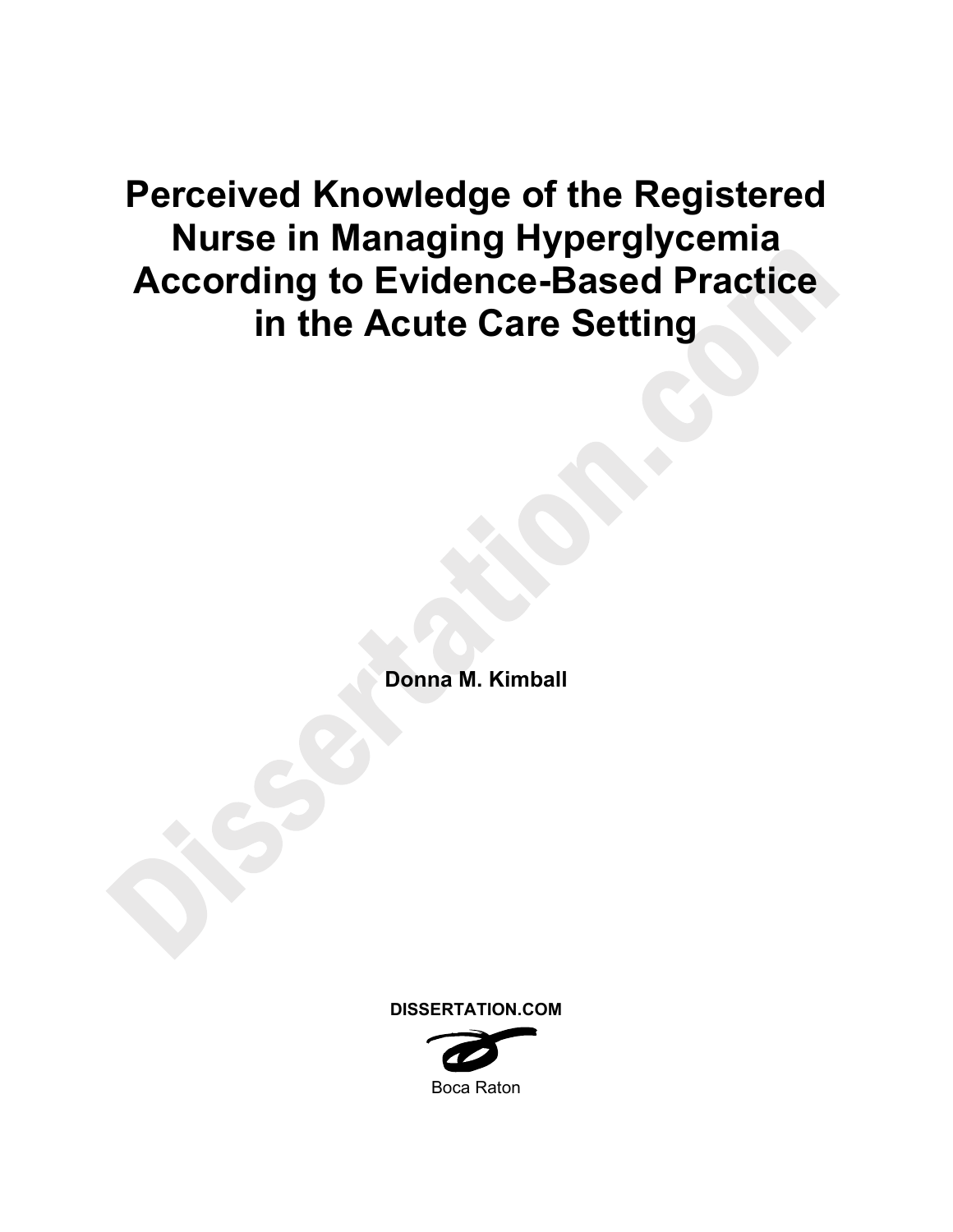# Perceived Knowledge of the Registered Nurse in Managing Hyperglycemia According to Evidence-Based Practice in the Acute Care Setting

**Donna M. Kimball**

**DISSERTATION.COM**

Boca Raton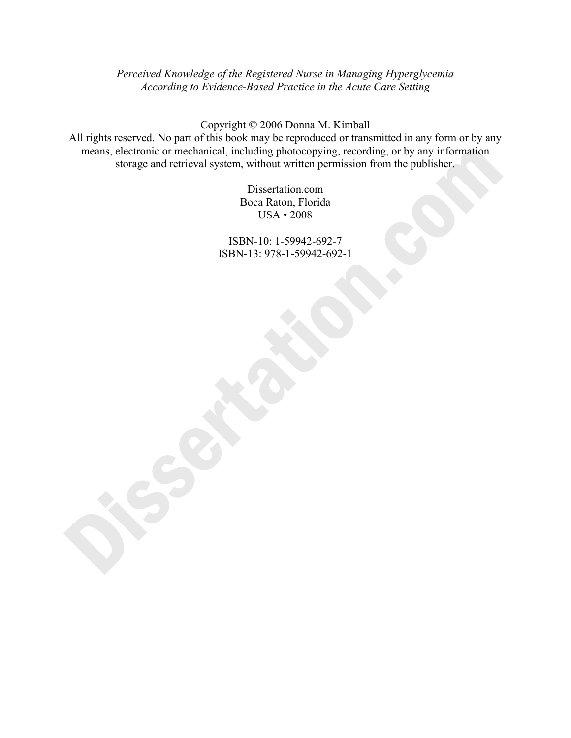*Perceived Knowledge of the Registered Nurse in Managing Hyperglycemia According to Evidence-Based Practice in the Acute Care Setting*

Copyright © 2006 Donna M. Kimball
All rights reserved. No part of this book may be reproduced or transmitted in any form or by any means, electronic or mechanical, including photocopying, recording, or by any information storage and retrieval system, without written permission from the publisher.

Dissertation.com
Boca Raton, Florida
USA • 2008

ISBN-10: 1-59942-692-7
ISBN-13: 978-1-59942-692-1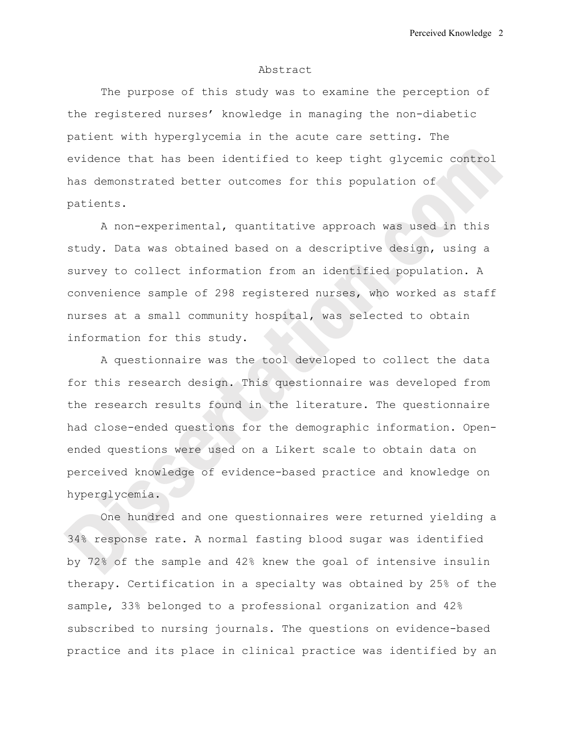## Abstract

The purpose of this study was to examine the perception of the registered nurses' knowledge in managing the non-diabetic patient with hyperglycemia in the acute care setting. The evidence that has been identified to keep tight glycemic control has demonstrated better outcomes for this population of patients.

A non-experimental, quantitative approach was used in this study. Data was obtained based on a descriptive design, using a survey to collect information from an identified population. A convenience sample of 298 registered nurses, who worked as staff nurses at a small community hospital, was selected to obtain information for this study.

A questionnaire was the tool developed to collect the data for this research design. This questionnaire was developed from the research results found in the literature. The questionnaire had close-ended questions for the demographic information. Open-ended questions were used on a Likert scale to obtain data on perceived knowledge of evidence-based practice and knowledge on hyperglycemia.

One hundred and one questionnaires were returned yielding a 34% response rate. A normal fasting blood sugar was identified by 72% of the sample and 42% knew the goal of intensive insulin therapy. Certification in a specialty was obtained by 25% of the sample, 33% belonged to a professional organization and 42% subscribed to nursing journals. The questions on evidence-based practice and its place in clinical practice was identified by an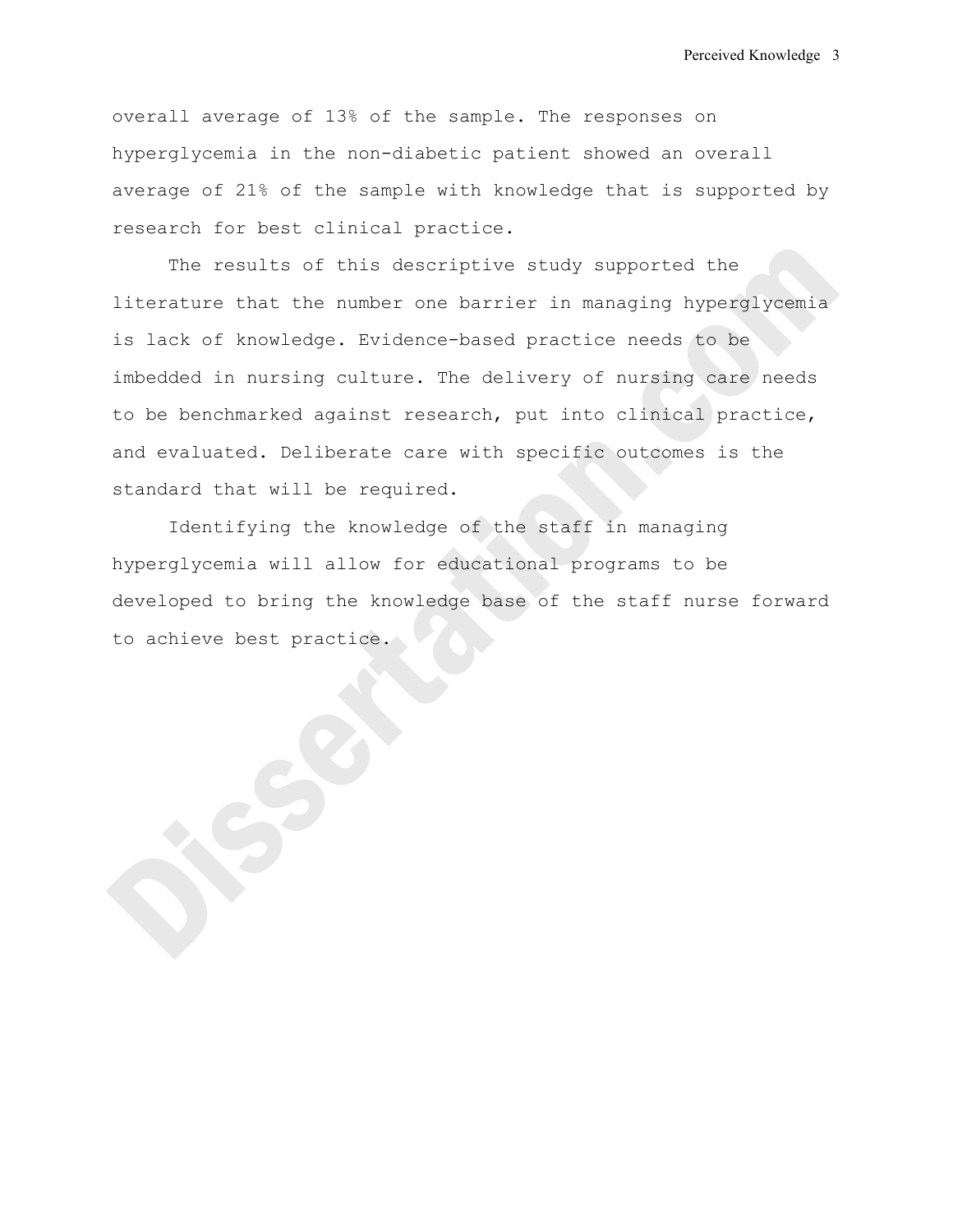overall average of 13% of the sample. The responses on hyperglycemia in the non-diabetic patient showed an overall average of 21% of the sample with knowledge that is supported by research for best clinical practice.

The results of this descriptive study supported the literature that the number one barrier in managing hyperglycemia is lack of knowledge. Evidence-based practice needs to be imbedded in nursing culture. The delivery of nursing care needs to be benchmarked against research, put into clinical practice, and evaluated. Deliberate care with specific outcomes is the standard that will be required.

Identifying the knowledge of the staff in managing hyperglycemia will allow for educational programs to be developed to bring the knowledge base of the staff nurse forward to achieve best practice.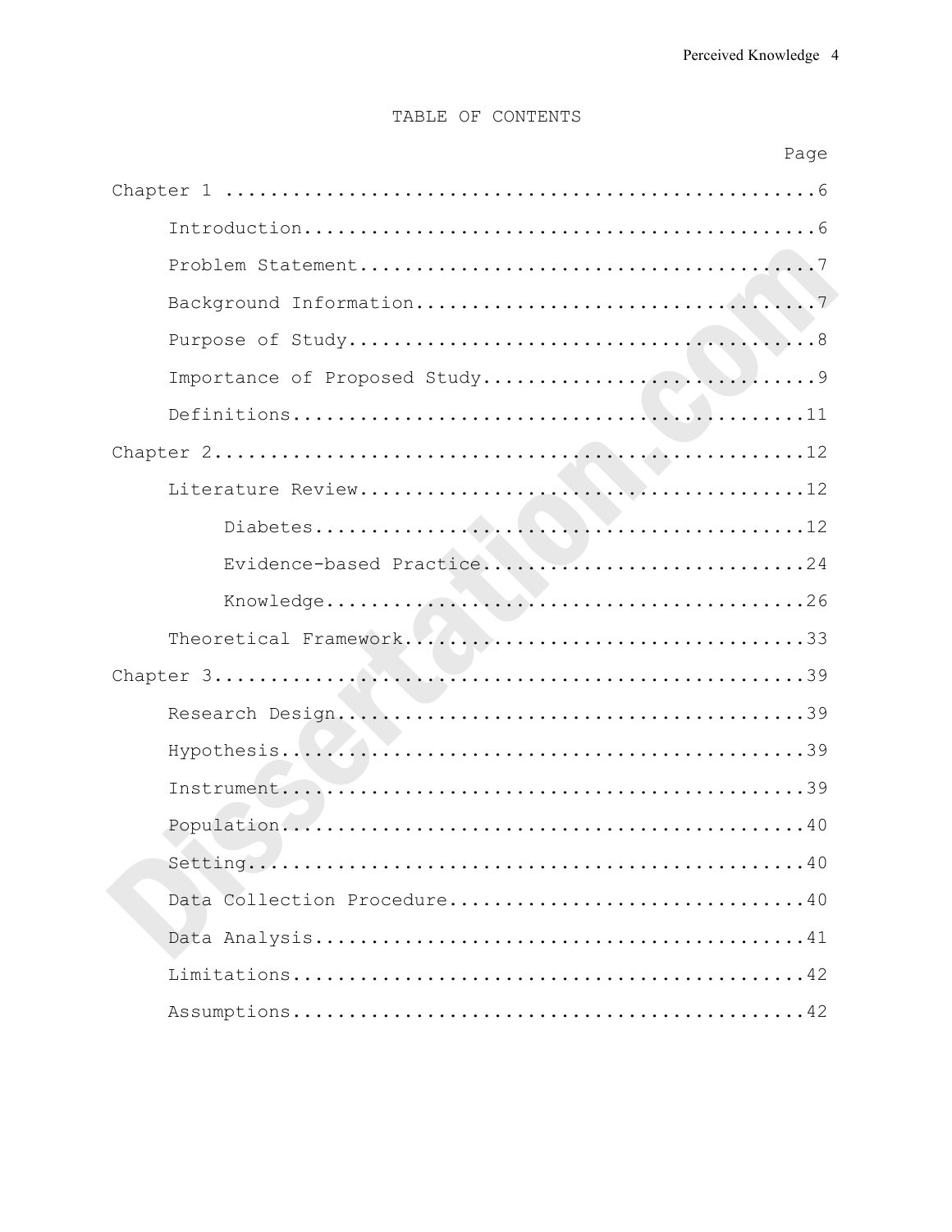# TABLE OF CONTENTS

| | Page |
|---|---|
| Chapter 1 | 6 |
| Introduction | 6 |
| Problem Statement | 7 |
| Background Information | 7 |
| Purpose of Study | 8 |
| Importance of Proposed Study | 9 |
| Definitions | 11 |
| Chapter 2 | 12 |
| Literature Review | 12 |
| Diabetes | 12 |
| Evidence-based Practice | 24 |
| Knowledge | 26 |
| Theoretical Framework | 33 |
| Chapter 3 | 39 |
| Research Design | 39 |
| Hypothesis | 39 |
| Instrument | 39 |
| Population | 40 |
| Setting | 40 |
| Data Collection Procedure | 40 |
| Data Analysis | 41 |
| Limitations | 42 |
| Assumptions | 42 |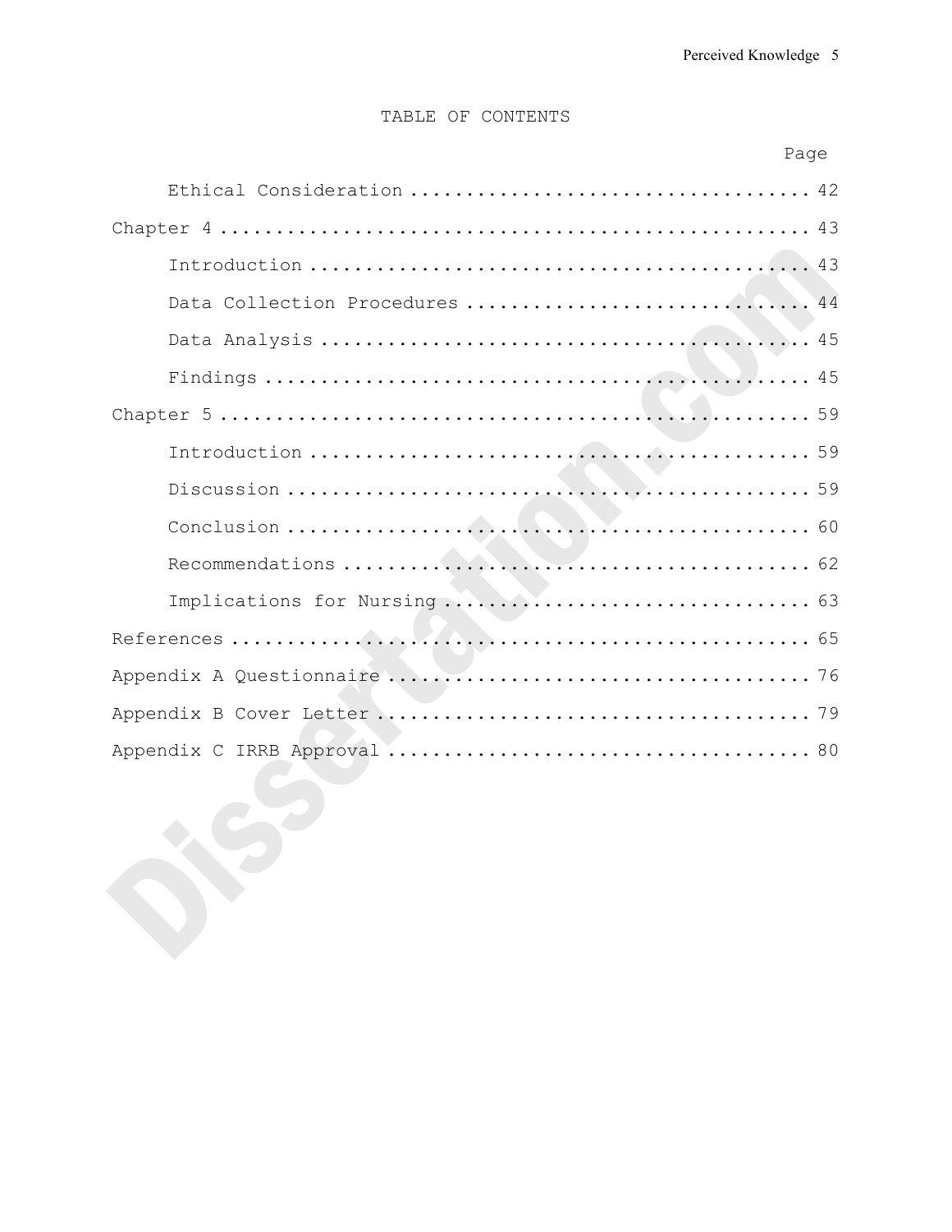# TABLE OF CONTENTS

| | Page |
|---|---|
| Ethical Consideration | 42 |
| Chapter 4 | 43 |
| Introduction | 43 |
| Data Collection Procedures | 44 |
| Data Analysis | 45 |
| Findings | 45 |
| Chapter 5 | 59 |
| Introduction | 59 |
| Discussion | 59 |
| Conclusion | 60 |
| Recommendations | 62 |
| Implications for Nursing | 63 |
| References | 65 |
| Appendix A Questionnaire | 76 |
| Appendix B Cover Letter | 79 |
| Appendix C IRRB Approval | 80 |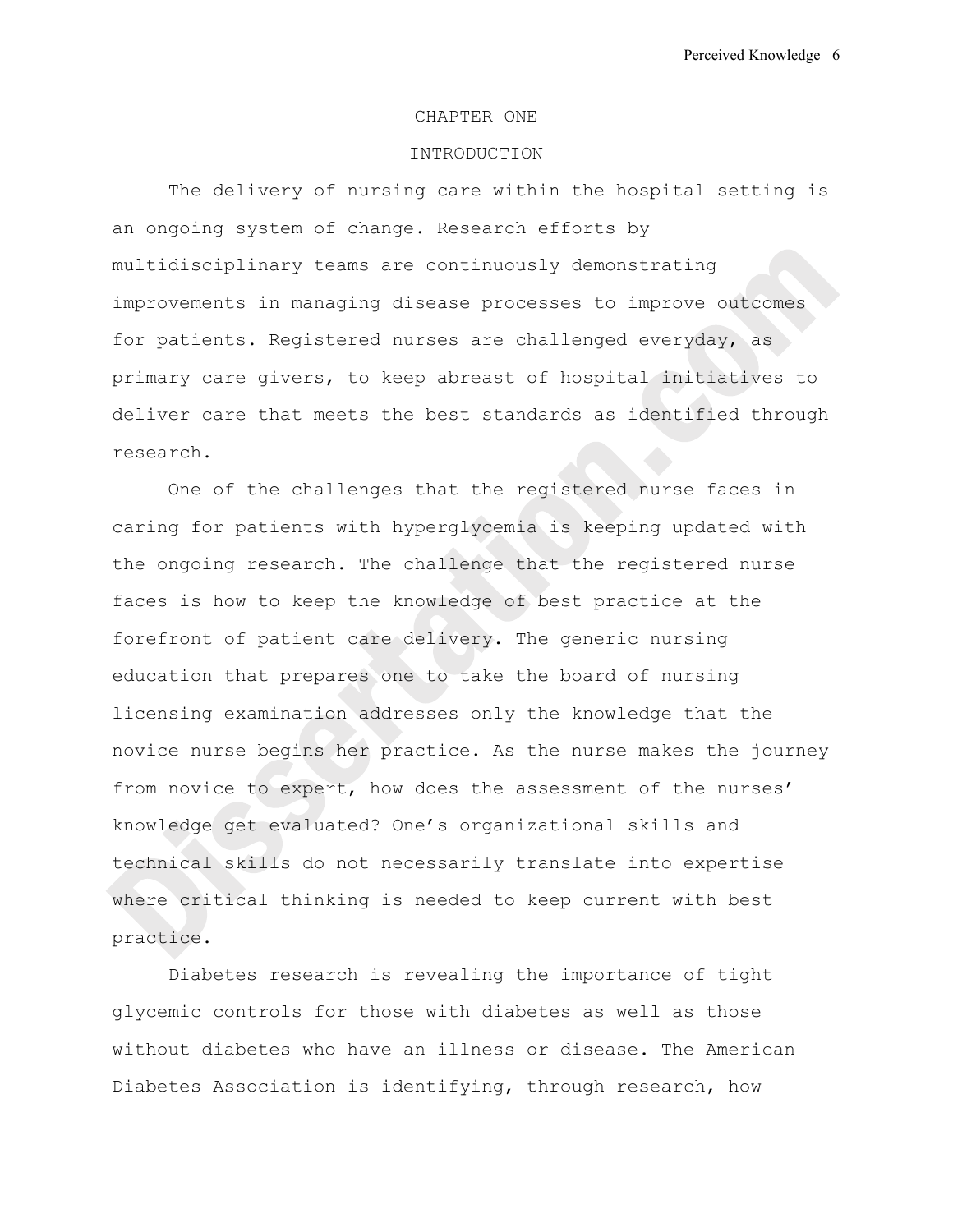# CHAPTER ONE

## INTRODUCTION

The delivery of nursing care within the hospital setting is an ongoing system of change. Research efforts by multidisciplinary teams are continuously demonstrating improvements in managing disease processes to improve outcomes for patients. Registered nurses are challenged everyday, as primary care givers, to keep abreast of hospital initiatives to deliver care that meets the best standards as identified through research.

One of the challenges that the registered nurse faces in caring for patients with hyperglycemia is keeping updated with the ongoing research. The challenge that the registered nurse faces is how to keep the knowledge of best practice at the forefront of patient care delivery. The generic nursing education that prepares one to take the board of nursing licensing examination addresses only the knowledge that the novice nurse begins her practice. As the nurse makes the journey from novice to expert, how does the assessment of the nurses' knowledge get evaluated? One's organizational skills and technical skills do not necessarily translate into expertise where critical thinking is needed to keep current with best practice.

Diabetes research is revealing the importance of tight glycemic controls for those with diabetes as well as those without diabetes who have an illness or disease. The American Diabetes Association is identifying, through research, how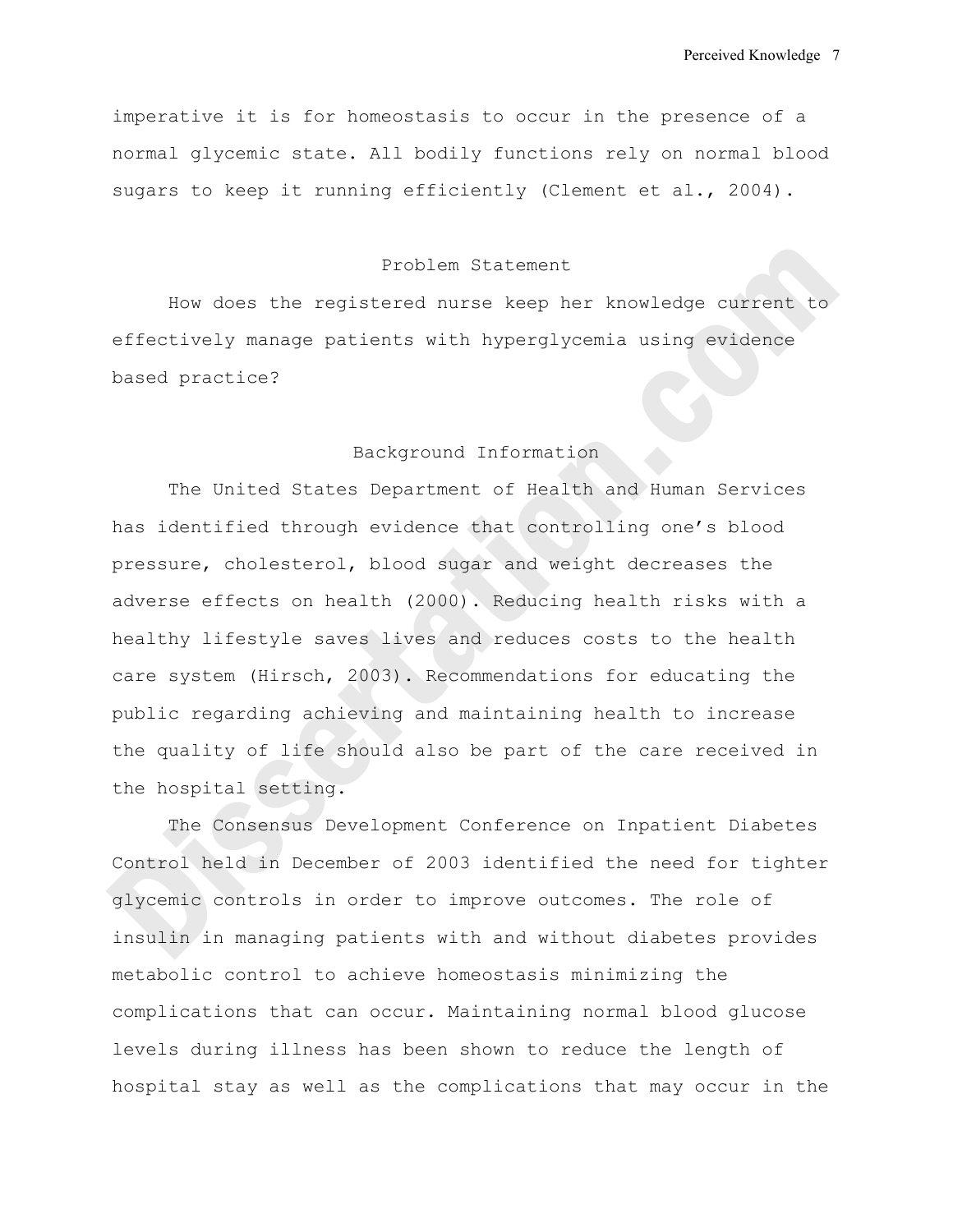imperative it is for homeostasis to occur in the presence of a normal glycemic state. All bodily functions rely on normal blood sugars to keep it running efficiently (Clement et al., 2004).

## Problem Statement

How does the registered nurse keep her knowledge current to effectively manage patients with hyperglycemia using evidence based practice?

## Background Information

The United States Department of Health and Human Services has identified through evidence that controlling one's blood pressure, cholesterol, blood sugar and weight decreases the adverse effects on health (2000). Reducing health risks with a healthy lifestyle saves lives and reduces costs to the health care system (Hirsch, 2003). Recommendations for educating the public regarding achieving and maintaining health to increase the quality of life should also be part of the care received in the hospital setting.

The Consensus Development Conference on Inpatient Diabetes Control held in December of 2003 identified the need for tighter glycemic controls in order to improve outcomes. The role of insulin in managing patients with and without diabetes provides metabolic control to achieve homeostasis minimizing the complications that can occur. Maintaining normal blood glucose levels during illness has been shown to reduce the length of hospital stay as well as the complications that may occur in the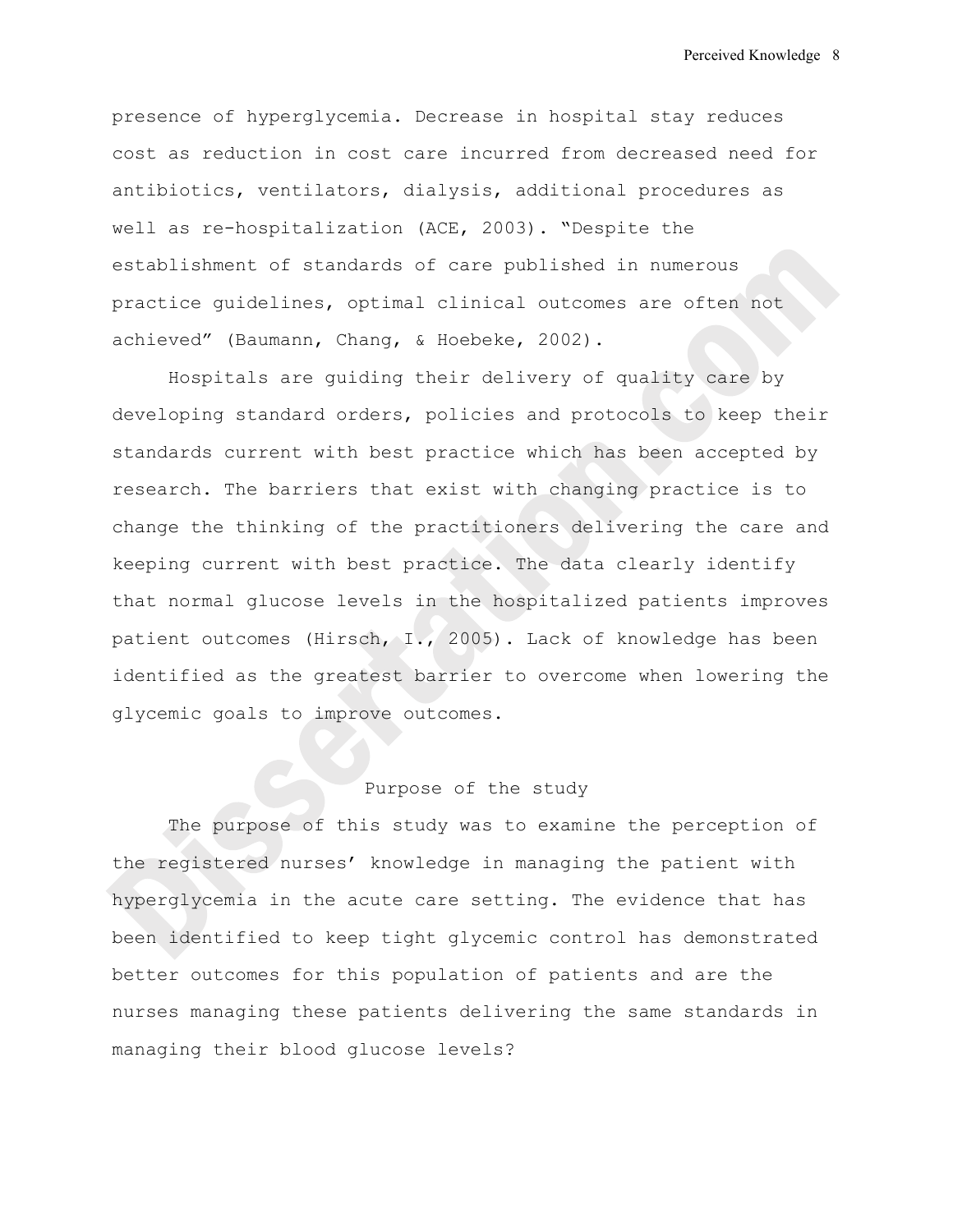presence of hyperglycemia. Decrease in hospital stay reduces cost as reduction in cost care incurred from decreased need for antibiotics, ventilators, dialysis, additional procedures as well as re-hospitalization (ACE, 2003). "Despite the establishment of standards of care published in numerous practice guidelines, optimal clinical outcomes are often not achieved" (Baumann, Chang, & Hoebeke, 2002).

Hospitals are guiding their delivery of quality care by developing standard orders, policies and protocols to keep their standards current with best practice which has been accepted by research. The barriers that exist with changing practice is to change the thinking of the practitioners delivering the care and keeping current with best practice. The data clearly identify that normal glucose levels in the hospitalized patients improves patient outcomes (Hirsch, I., 2005). Lack of knowledge has been identified as the greatest barrier to overcome when lowering the glycemic goals to improve outcomes.

## Purpose of the study

The purpose of this study was to examine the perception of the registered nurses' knowledge in managing the patient with hyperglycemia in the acute care setting. The evidence that has been identified to keep tight glycemic control has demonstrated better outcomes for this population of patients and are the nurses managing these patients delivering the same standards in managing their blood glucose levels?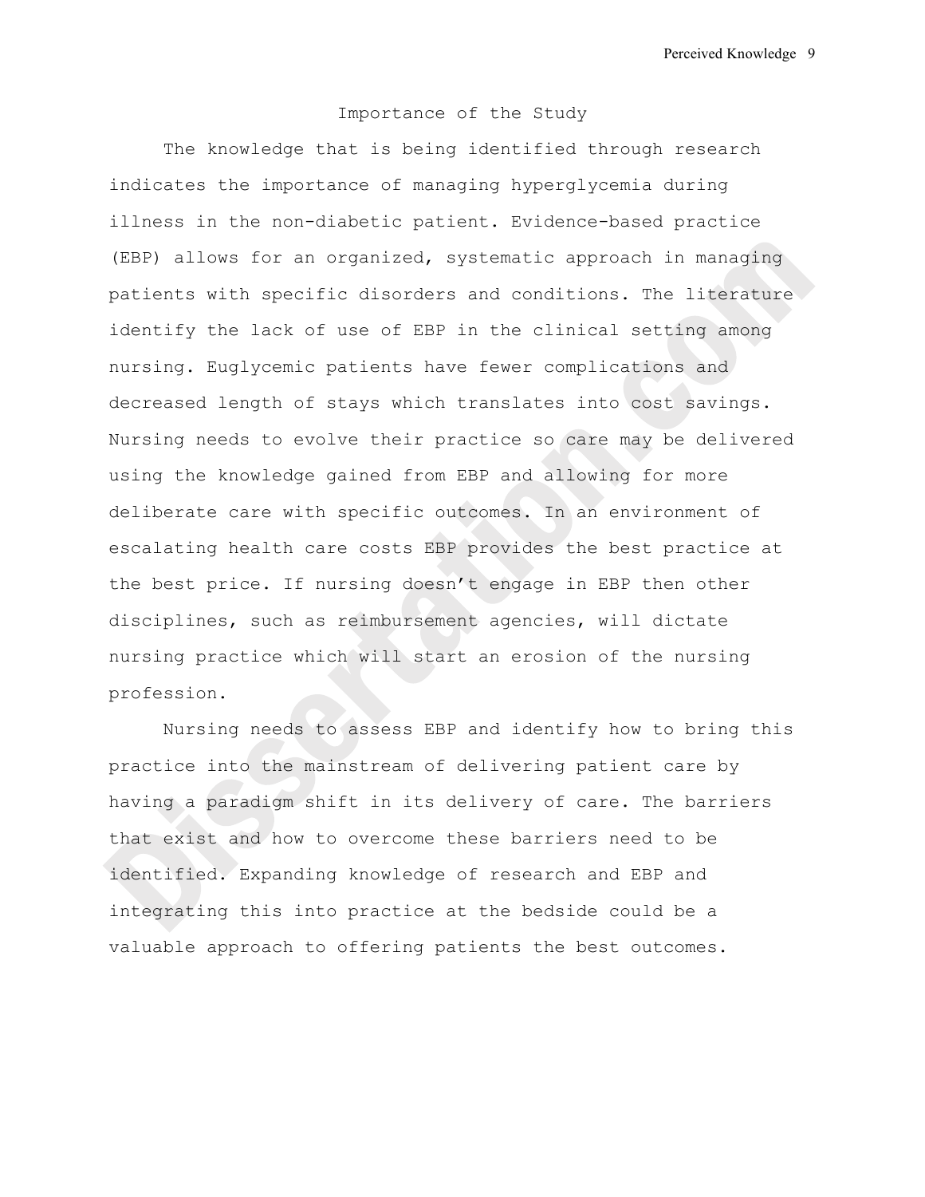## Importance of the Study

The knowledge that is being identified through research indicates the importance of managing hyperglycemia during illness in the non-diabetic patient. Evidence-based practice (EBP) allows for an organized, systematic approach in managing patients with specific disorders and conditions. The literature identify the lack of use of EBP in the clinical setting among nursing. Euglycemic patients have fewer complications and decreased length of stays which translates into cost savings. Nursing needs to evolve their practice so care may be delivered using the knowledge gained from EBP and allowing for more deliberate care with specific outcomes. In an environment of escalating health care costs EBP provides the best practice at the best price. If nursing doesn't engage in EBP then other disciplines, such as reimbursement agencies, will dictate nursing practice which will start an erosion of the nursing profession.

Nursing needs to assess EBP and identify how to bring this practice into the mainstream of delivering patient care by having a paradigm shift in its delivery of care. The barriers that exist and how to overcome these barriers need to be identified. Expanding knowledge of research and EBP and integrating this into practice at the bedside could be a valuable approach to offering patients the best outcomes.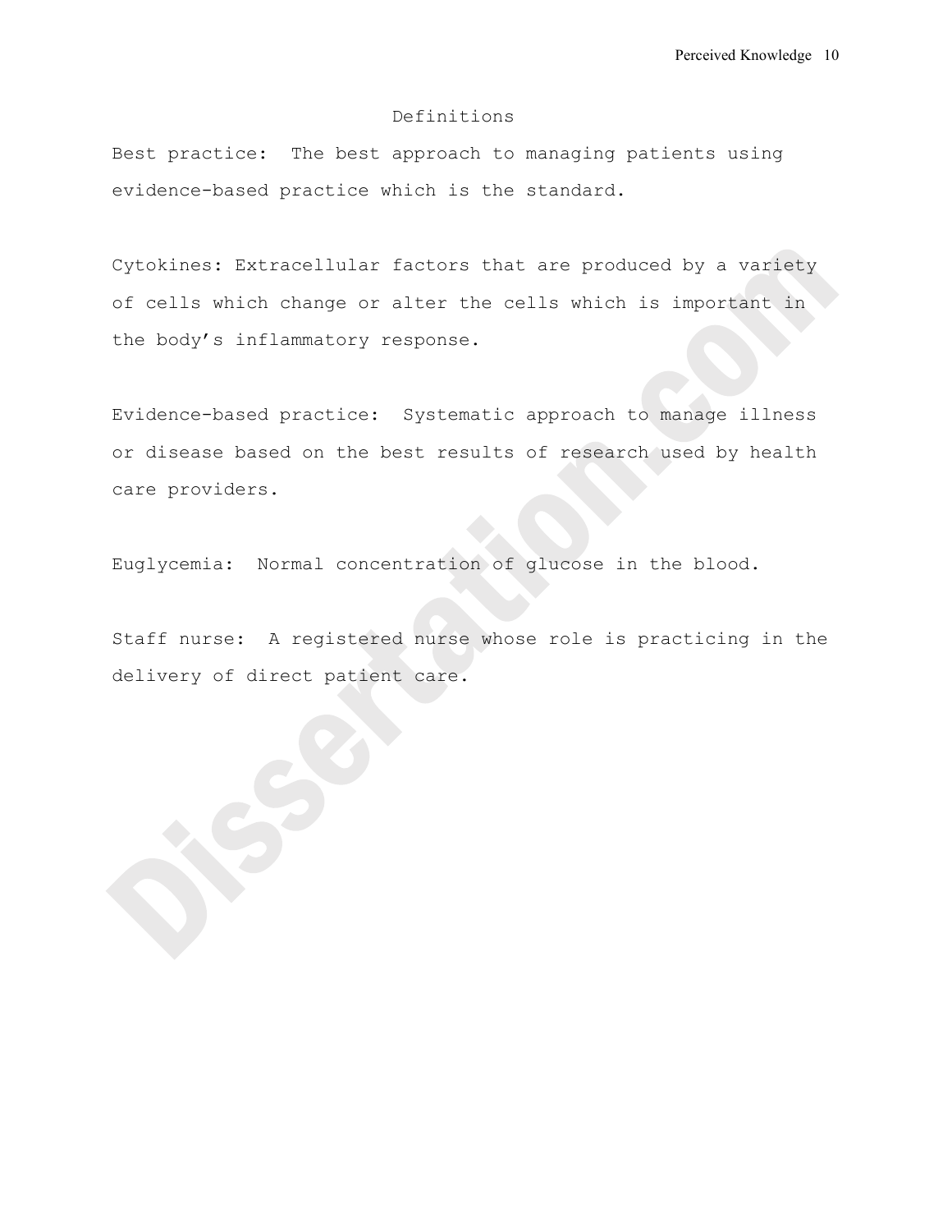## Definitions

Best practice: The best approach to managing patients using evidence-based practice which is the standard.

Cytokines: Extracellular factors that are produced by a variety of cells which change or alter the cells which is important in the body's inflammatory response.

Evidence-based practice: Systematic approach to manage illness or disease based on the best results of research used by health care providers.

Euglycemia: Normal concentration of glucose in the blood.

Staff nurse: A registered nurse whose role is practicing in the delivery of direct patient care.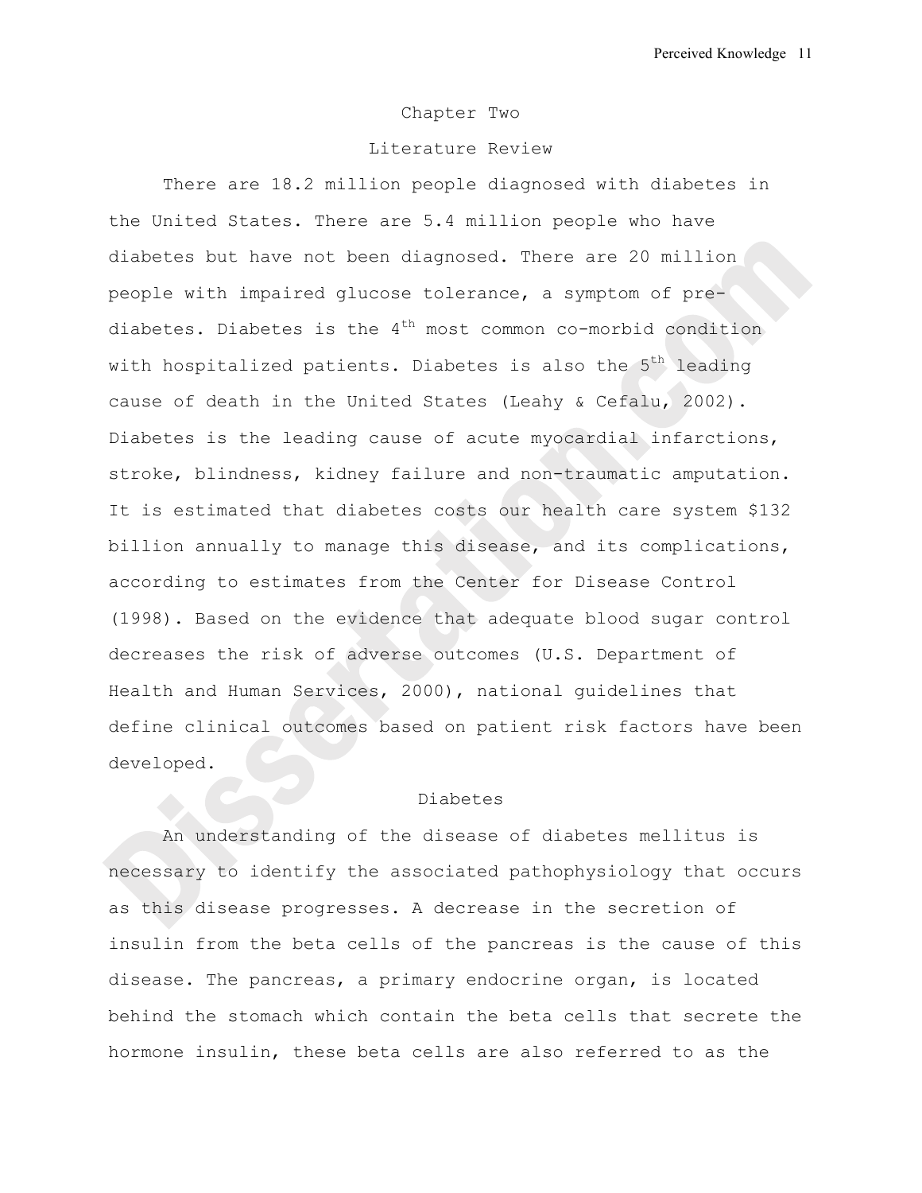# Chapter Two

## Literature Review

There are 18.2 million people diagnosed with diabetes in the United States. There are 5.4 million people who have diabetes but have not been diagnosed. There are 20 million people with impaired glucose tolerance, a symptom of pre-diabetes. Diabetes is the 4$^{th}$ most common co-morbid condition with hospitalized patients. Diabetes is also the 5$^{th}$ leading cause of death in the United States (Leahy & Cefalu, 2002). Diabetes is the leading cause of acute myocardial infarctions, stroke, blindness, kidney failure and non-traumatic amputation. It is estimated that diabetes costs our health care system $132 billion annually to manage this disease, and its complications, according to estimates from the Center for Disease Control (1998). Based on the evidence that adequate blood sugar control decreases the risk of adverse outcomes (U.S. Department of Health and Human Services, 2000), national guidelines that define clinical outcomes based on patient risk factors have been developed.

### Diabetes

An understanding of the disease of diabetes mellitus is necessary to identify the associated pathophysiology that occurs as this disease progresses. A decrease in the secretion of insulin from the beta cells of the pancreas is the cause of this disease. The pancreas, a primary endocrine organ, is located behind the stomach which contain the beta cells that secrete the hormone insulin, these beta cells are also referred to as the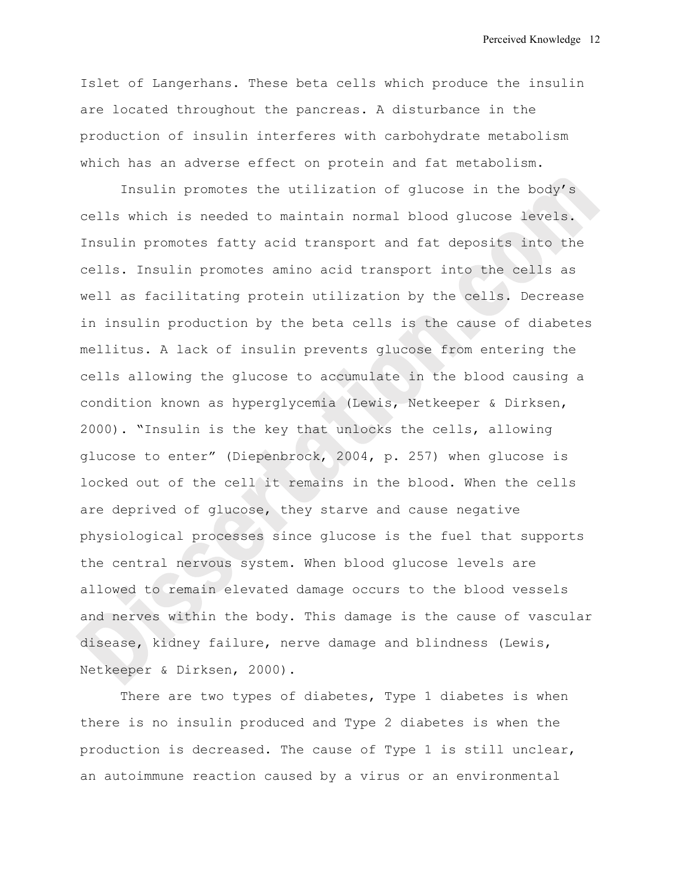Islet of Langerhans. These beta cells which produce the insulin are located throughout the pancreas. A disturbance in the production of insulin interferes with carbohydrate metabolism which has an adverse effect on protein and fat metabolism.

Insulin promotes the utilization of glucose in the body's cells which is needed to maintain normal blood glucose levels. Insulin promotes fatty acid transport and fat deposits into the cells. Insulin promotes amino acid transport into the cells as well as facilitating protein utilization by the cells. Decrease in insulin production by the beta cells is the cause of diabetes mellitus. A lack of insulin prevents glucose from entering the cells allowing the glucose to accumulate in the blood causing a condition known as hyperglycemia (Lewis, Netkeeper & Dirksen, 2000). "Insulin is the key that unlocks the cells, allowing glucose to enter" (Diepenbrock, 2004, p. 257) when glucose is locked out of the cell it remains in the blood. When the cells are deprived of glucose, they starve and cause negative physiological processes since glucose is the fuel that supports the central nervous system. When blood glucose levels are allowed to remain elevated damage occurs to the blood vessels and nerves within the body. This damage is the cause of vascular disease, kidney failure, nerve damage and blindness (Lewis, Netkeeper & Dirksen, 2000).

There are two types of diabetes, Type 1 diabetes is when there is no insulin produced and Type 2 diabetes is when the production is decreased. The cause of Type 1 is still unclear, an autoimmune reaction caused by a virus or an environmental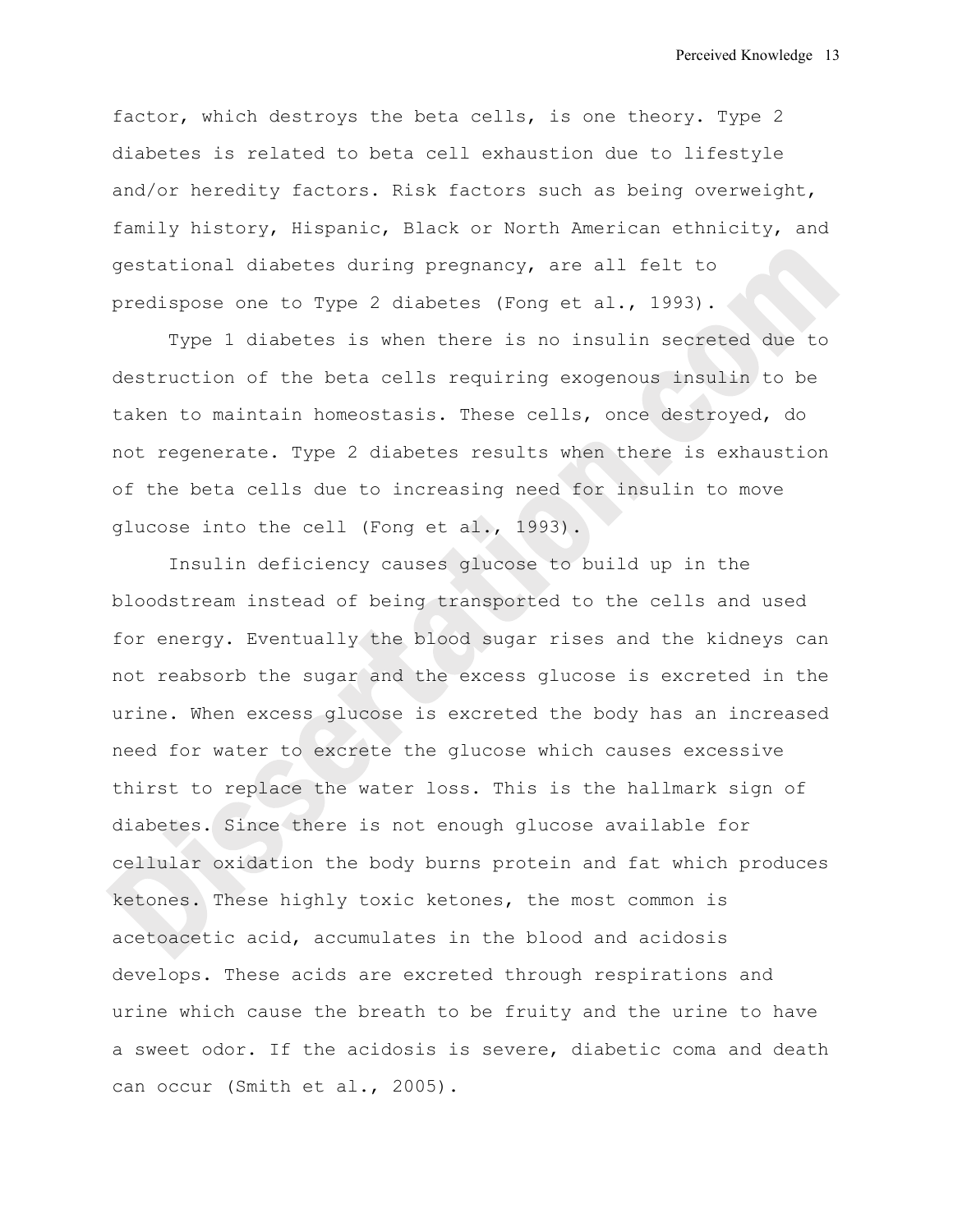factor, which destroys the beta cells, is one theory. Type 2 diabetes is related to beta cell exhaustion due to lifestyle and/or heredity factors. Risk factors such as being overweight, family history, Hispanic, Black or North American ethnicity, and gestational diabetes during pregnancy, are all felt to predispose one to Type 2 diabetes (Fong et al., 1993).

Type 1 diabetes is when there is no insulin secreted due to destruction of the beta cells requiring exogenous insulin to be taken to maintain homeostasis. These cells, once destroyed, do not regenerate. Type 2 diabetes results when there is exhaustion of the beta cells due to increasing need for insulin to move glucose into the cell (Fong et al., 1993).

Insulin deficiency causes glucose to build up in the bloodstream instead of being transported to the cells and used for energy. Eventually the blood sugar rises and the kidneys can not reabsorb the sugar and the excess glucose is excreted in the urine. When excess glucose is excreted the body has an increased need for water to excrete the glucose which causes excessive thirst to replace the water loss. This is the hallmark sign of diabetes. Since there is not enough glucose available for cellular oxidation the body burns protein and fat which produces ketones. These highly toxic ketones, the most common is acetoacetic acid, accumulates in the blood and acidosis develops. These acids are excreted through respirations and urine which cause the breath to be fruity and the urine to have a sweet odor. If the acidosis is severe, diabetic coma and death can occur (Smith et al., 2005).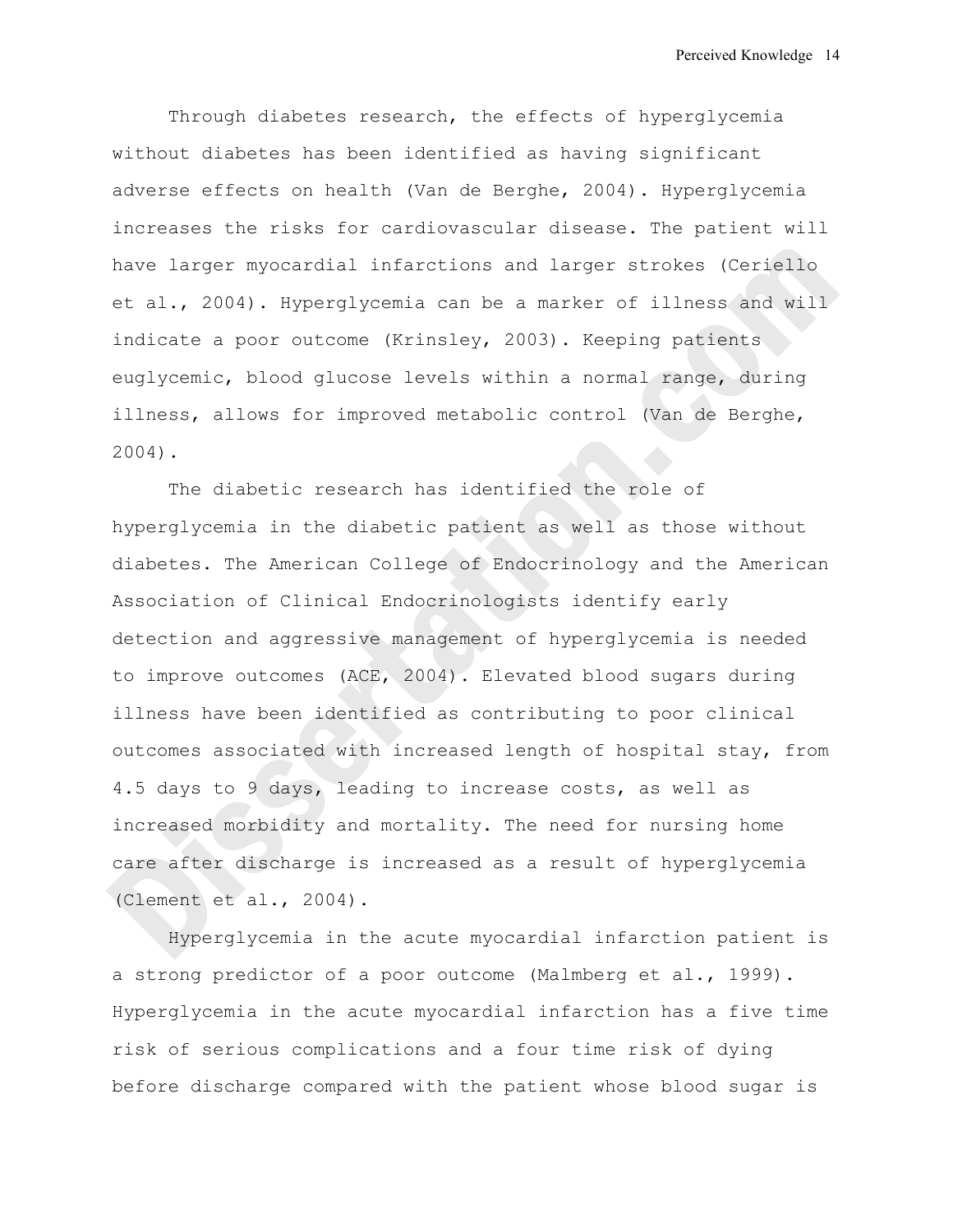Through diabetes research, the effects of hyperglycemia without diabetes has been identified as having significant adverse effects on health (Van de Berghe, 2004). Hyperglycemia increases the risks for cardiovascular disease. The patient will have larger myocardial infarctions and larger strokes (Ceriello et al., 2004). Hyperglycemia can be a marker of illness and will indicate a poor outcome (Krinsley, 2003). Keeping patients euglycemic, blood glucose levels within a normal range, during illness, allows for improved metabolic control (Van de Berghe, 2004).

The diabetic research has identified the role of hyperglycemia in the diabetic patient as well as those without diabetes. The American College of Endocrinology and the American Association of Clinical Endocrinologists identify early detection and aggressive management of hyperglycemia is needed to improve outcomes (ACE, 2004). Elevated blood sugars during illness have been identified as contributing to poor clinical outcomes associated with increased length of hospital stay, from 4.5 days to 9 days, leading to increase costs, as well as increased morbidity and mortality. The need for nursing home care after discharge is increased as a result of hyperglycemia (Clement et al., 2004).

Hyperglycemia in the acute myocardial infarction patient is a strong predictor of a poor outcome (Malmberg et al., 1999). Hyperglycemia in the acute myocardial infarction has a five time risk of serious complications and a four time risk of dying before discharge compared with the patient whose blood sugar is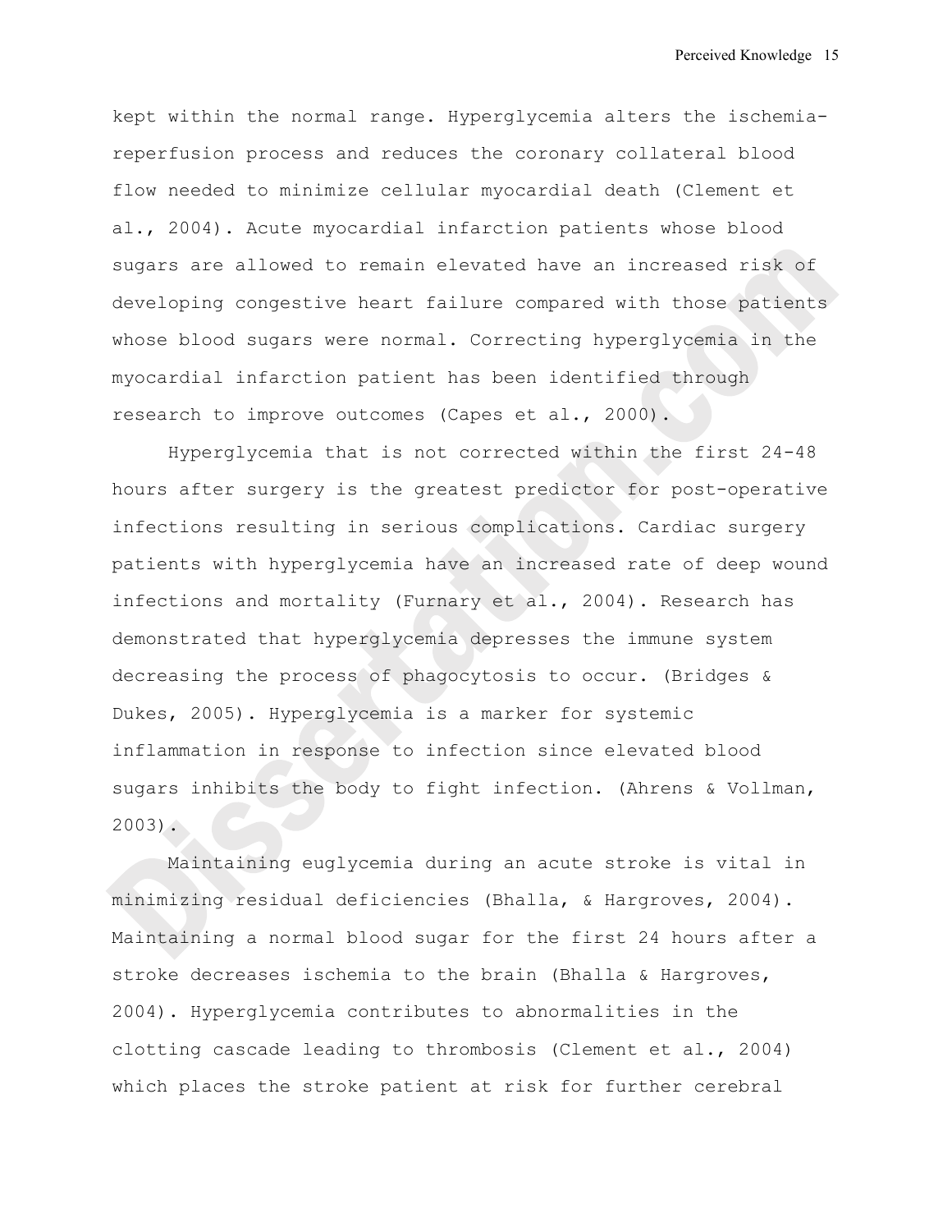kept within the normal range. Hyperglycemia alters the ischemia-reperfusion process and reduces the coronary collateral blood flow needed to minimize cellular myocardial death (Clement et al., 2004). Acute myocardial infarction patients whose blood sugars are allowed to remain elevated have an increased risk of developing congestive heart failure compared with those patients whose blood sugars were normal. Correcting hyperglycemia in the myocardial infarction patient has been identified through research to improve outcomes (Capes et al., 2000).

Hyperglycemia that is not corrected within the first 24-48 hours after surgery is the greatest predictor for post-operative infections resulting in serious complications. Cardiac surgery patients with hyperglycemia have an increased rate of deep wound infections and mortality (Furnary et al., 2004). Research has demonstrated that hyperglycemia depresses the immune system decreasing the process of phagocytosis to occur. (Bridges & Dukes, 2005). Hyperglycemia is a marker for systemic inflammation in response to infection since elevated blood sugars inhibits the body to fight infection. (Ahrens & Vollman, 2003).

Maintaining euglycemia during an acute stroke is vital in minimizing residual deficiencies (Bhalla, & Hargroves, 2004). Maintaining a normal blood sugar for the first 24 hours after a stroke decreases ischemia to the brain (Bhalla & Hargroves, 2004). Hyperglycemia contributes to abnormalities in the clotting cascade leading to thrombosis (Clement et al., 2004) which places the stroke patient at risk for further cerebral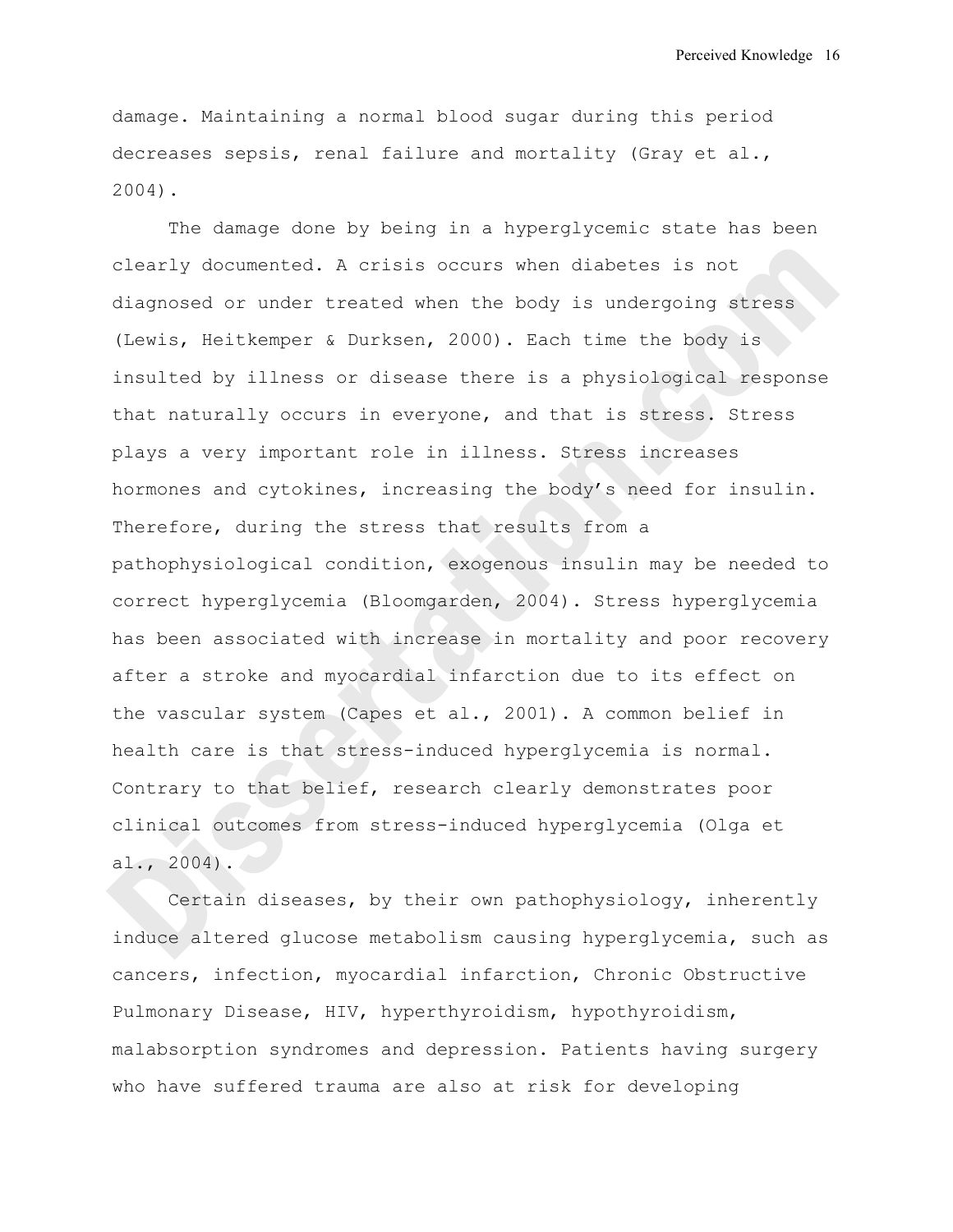damage. Maintaining a normal blood sugar during this period decreases sepsis, renal failure and mortality (Gray et al., 2004).

The damage done by being in a hyperglycemic state has been clearly documented. A crisis occurs when diabetes is not diagnosed or under treated when the body is undergoing stress (Lewis, Heitkemper & Durksen, 2000). Each time the body is insulted by illness or disease there is a physiological response that naturally occurs in everyone, and that is stress. Stress plays a very important role in illness. Stress increases hormones and cytokines, increasing the body's need for insulin. Therefore, during the stress that results from a pathophysiological condition, exogenous insulin may be needed to correct hyperglycemia (Bloomgarden, 2004). Stress hyperglycemia has been associated with increase in mortality and poor recovery after a stroke and myocardial infarction due to its effect on the vascular system (Capes et al., 2001). A common belief in health care is that stress-induced hyperglycemia is normal. Contrary to that belief, research clearly demonstrates poor clinical outcomes from stress-induced hyperglycemia (Olga et al., 2004).

Certain diseases, by their own pathophysiology, inherently induce altered glucose metabolism causing hyperglycemia, such as cancers, infection, myocardial infarction, Chronic Obstructive Pulmonary Disease, HIV, hyperthyroidism, hypothyroidism, malabsorption syndromes and depression. Patients having surgery who have suffered trauma are also at risk for developing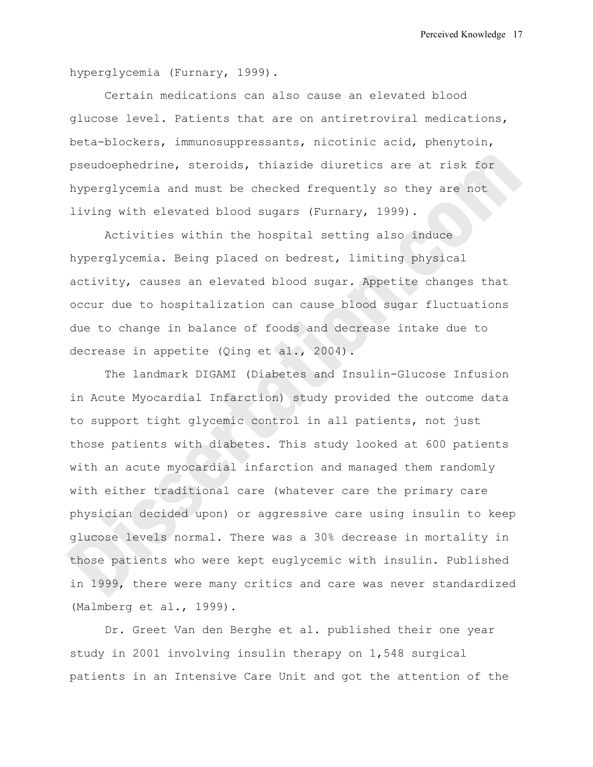hyperglycemia (Furnary, 1999).

Certain medications can also cause an elevated blood glucose level. Patients that are on antiretroviral medications, beta-blockers, immunosuppressants, nicotinic acid, phenytoin, pseudoephedrine, steroids, thiazide diuretics are at risk for hyperglycemia and must be checked frequently so they are not living with elevated blood sugars (Furnary, 1999).

Activities within the hospital setting also induce hyperglycemia. Being placed on bedrest, limiting physical activity, causes an elevated blood sugar. Appetite changes that occur due to hospitalization can cause blood sugar fluctuations due to change in balance of foods and decrease intake due to decrease in appetite (Qing et al., 2004).

The landmark DIGAMI (Diabetes and Insulin-Glucose Infusion in Acute Myocardial Infarction) study provided the outcome data to support tight glycemic control in all patients, not just those patients with diabetes. This study looked at 600 patients with an acute myocardial infarction and managed them randomly with either traditional care (whatever care the primary care physician decided upon) or aggressive care using insulin to keep glucose levels normal. There was a 30% decrease in mortality in those patients who were kept euglycemic with insulin. Published in 1999, there were many critics and care was never standardized (Malmberg et al., 1999).

Dr. Greet Van den Berghe et al. published their one year study in 2001 involving insulin therapy on 1,548 surgical patients in an Intensive Care Unit and got the attention of the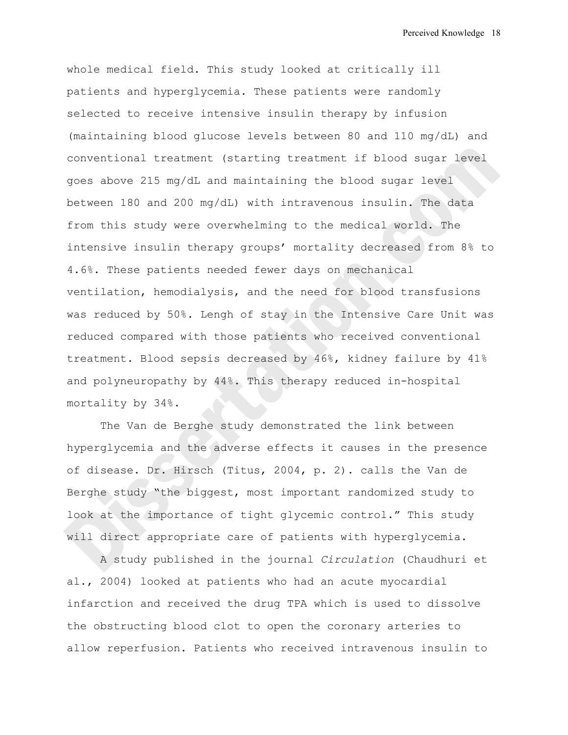whole medical field. This study looked at critically ill patients and hyperglycemia. These patients were randomly selected to receive intensive insulin therapy by infusion (maintaining blood glucose levels between 80 and 110 mg/dL) and conventional treatment (starting treatment if blood sugar level goes above 215 mg/dL and maintaining the blood sugar level between 180 and 200 mg/dL) with intravenous insulin. The data from this study were overwhelming to the medical world. The intensive insulin therapy groups' mortality decreased from 8% to 4.6%. These patients needed fewer days on mechanical ventilation, hemodialysis, and the need for blood transfusions was reduced by 50%. Lengh of stay in the Intensive Care Unit was reduced compared with those patients who received conventional treatment. Blood sepsis decreased by 46%, kidney failure by 41% and polyneuropathy by 44%. This therapy reduced in-hospital mortality by 34%.

The Van de Berghe study demonstrated the link between hyperglycemia and the adverse effects it causes in the presence of disease. Dr. Hirsch (Titus, 2004, p. 2). calls the Van de Berghe study "the biggest, most important randomized study to look at the importance of tight glycemic control." This study will direct appropriate care of patients with hyperglycemia.

A study published in the journal *Circulation* (Chaudhuri et al., 2004) looked at patients who had an acute myocardial infarction and received the drug TPA which is used to dissolve the obstructing blood clot to open the coronary arteries to allow reperfusion. Patients who received intravenous insulin to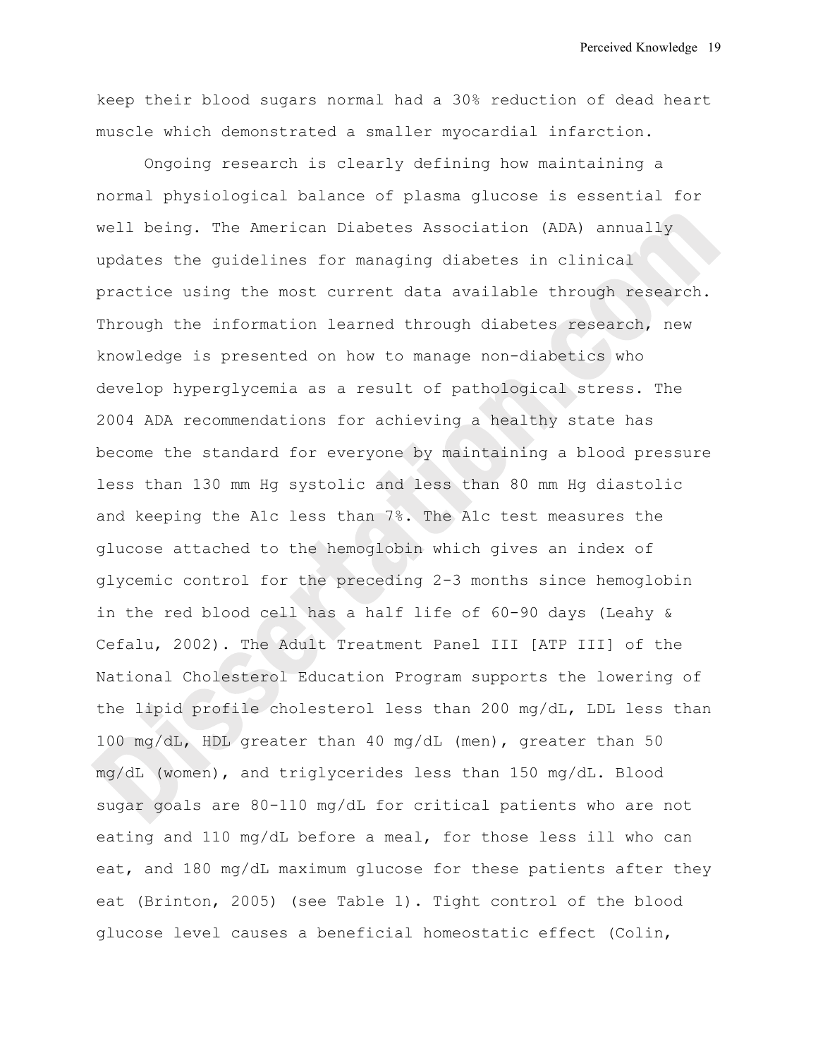keep their blood sugars normal had a 30% reduction of dead heart muscle which demonstrated a smaller myocardial infarction.

Ongoing research is clearly defining how maintaining a normal physiological balance of plasma glucose is essential for well being. The American Diabetes Association (ADA) annually updates the guidelines for managing diabetes in clinical practice using the most current data available through research. Through the information learned through diabetes research, new knowledge is presented on how to manage non-diabetics who develop hyperglycemia as a result of pathological stress. The 2004 ADA recommendations for achieving a healthy state has become the standard for everyone by maintaining a blood pressure less than 130 mm Hg systolic and less than 80 mm Hg diastolic and keeping the A1c less than 7%. The A1c test measures the glucose attached to the hemoglobin which gives an index of glycemic control for the preceding 2-3 months since hemoglobin in the red blood cell has a half life of 60-90 days (Leahy & Cefalu, 2002). The Adult Treatment Panel III [ATP III] of the National Cholesterol Education Program supports the lowering of the lipid profile cholesterol less than 200 mg/dL, LDL less than 100 mg/dL, HDL greater than 40 mg/dL (men), greater than 50 mg/dL (women), and triglycerides less than 150 mg/dL. Blood sugar goals are 80-110 mg/dL for critical patients who are not eating and 110 mg/dL before a meal, for those less ill who can eat, and 180 mg/dL maximum glucose for these patients after they eat (Brinton, 2005) (see Table 1). Tight control of the blood glucose level causes a beneficial homeostatic effect (Colin,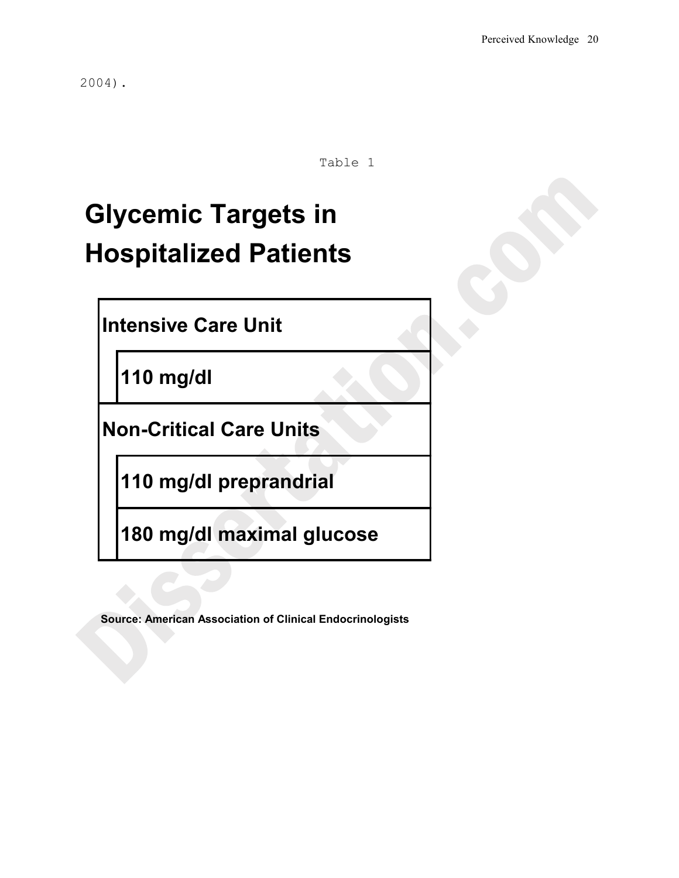2004).

Table 1

# Glycemic Targets in Hospitalized Patients

| Intensive Care Unit | |
|---|---|
| | 110 mg/dl |
| **Non-Critical Care Units** | |
| | 110 mg/dl preprandrial |
| | 180 mg/dl maximal glucose |

**Source: American Association of Clinical Endocrinologists**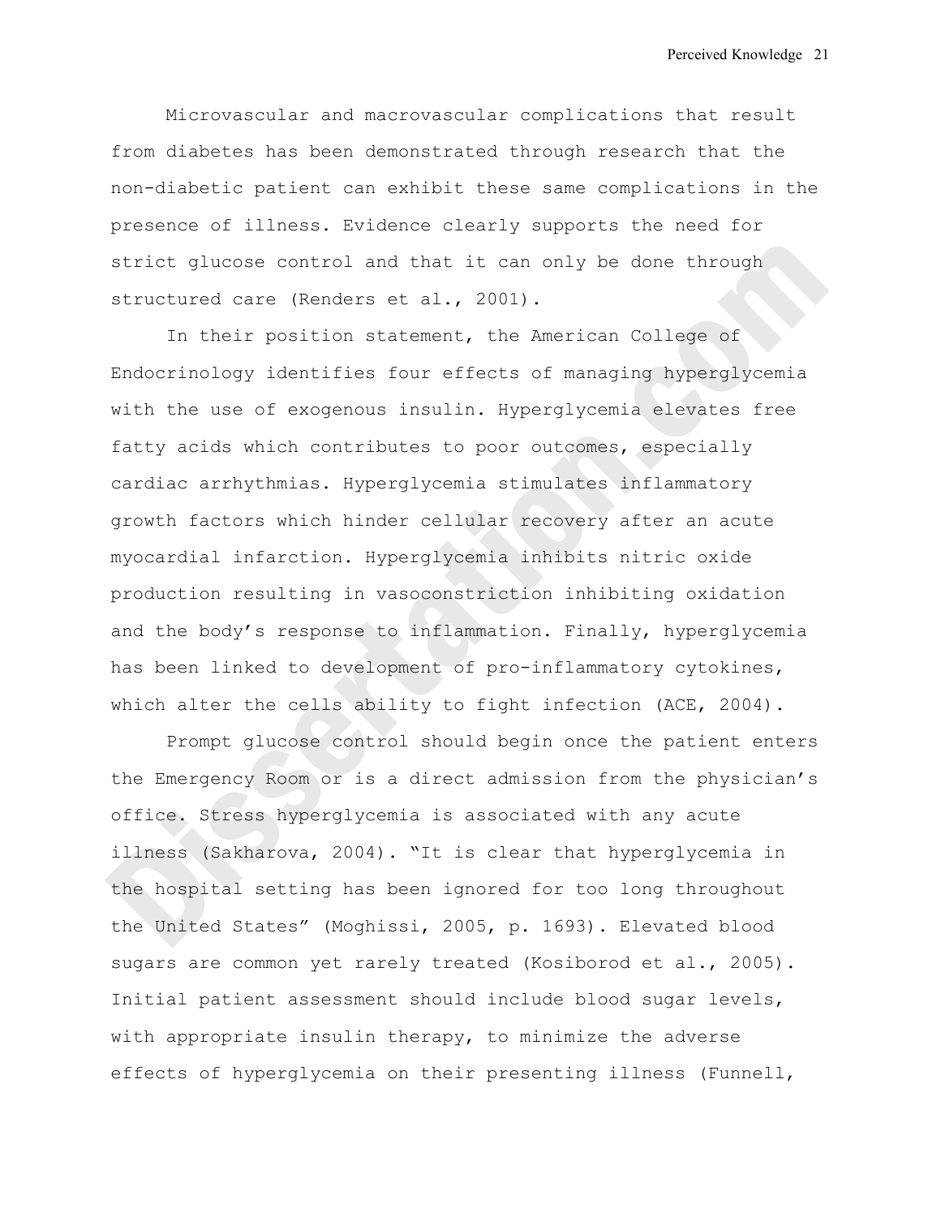Microvascular and macrovascular complications that result from diabetes has been demonstrated through research that the non-diabetic patient can exhibit these same complications in the presence of illness. Evidence clearly supports the need for strict glucose control and that it can only be done through structured care (Renders et al., 2001).

In their position statement, the American College of Endocrinology identifies four effects of managing hyperglycemia with the use of exogenous insulin. Hyperglycemia elevates free fatty acids which contributes to poor outcomes, especially cardiac arrhythmias. Hyperglycemia stimulates inflammatory growth factors which hinder cellular recovery after an acute myocardial infarction. Hyperglycemia inhibits nitric oxide production resulting in vasoconstriction inhibiting oxidation and the body's response to inflammation. Finally, hyperglycemia has been linked to development of pro-inflammatory cytokines, which alter the cells ability to fight infection (ACE, 2004).

Prompt glucose control should begin once the patient enters the Emergency Room or is a direct admission from the physician's office. Stress hyperglycemia is associated with any acute illness (Sakharova, 2004). "It is clear that hyperglycemia in the hospital setting has been ignored for too long throughout the United States" (Moghissi, 2005, p. 1693). Elevated blood sugars are common yet rarely treated (Kosiborod et al., 2005). Initial patient assessment should include blood sugar levels, with appropriate insulin therapy, to minimize the adverse effects of hyperglycemia on their presenting illness (Funnell,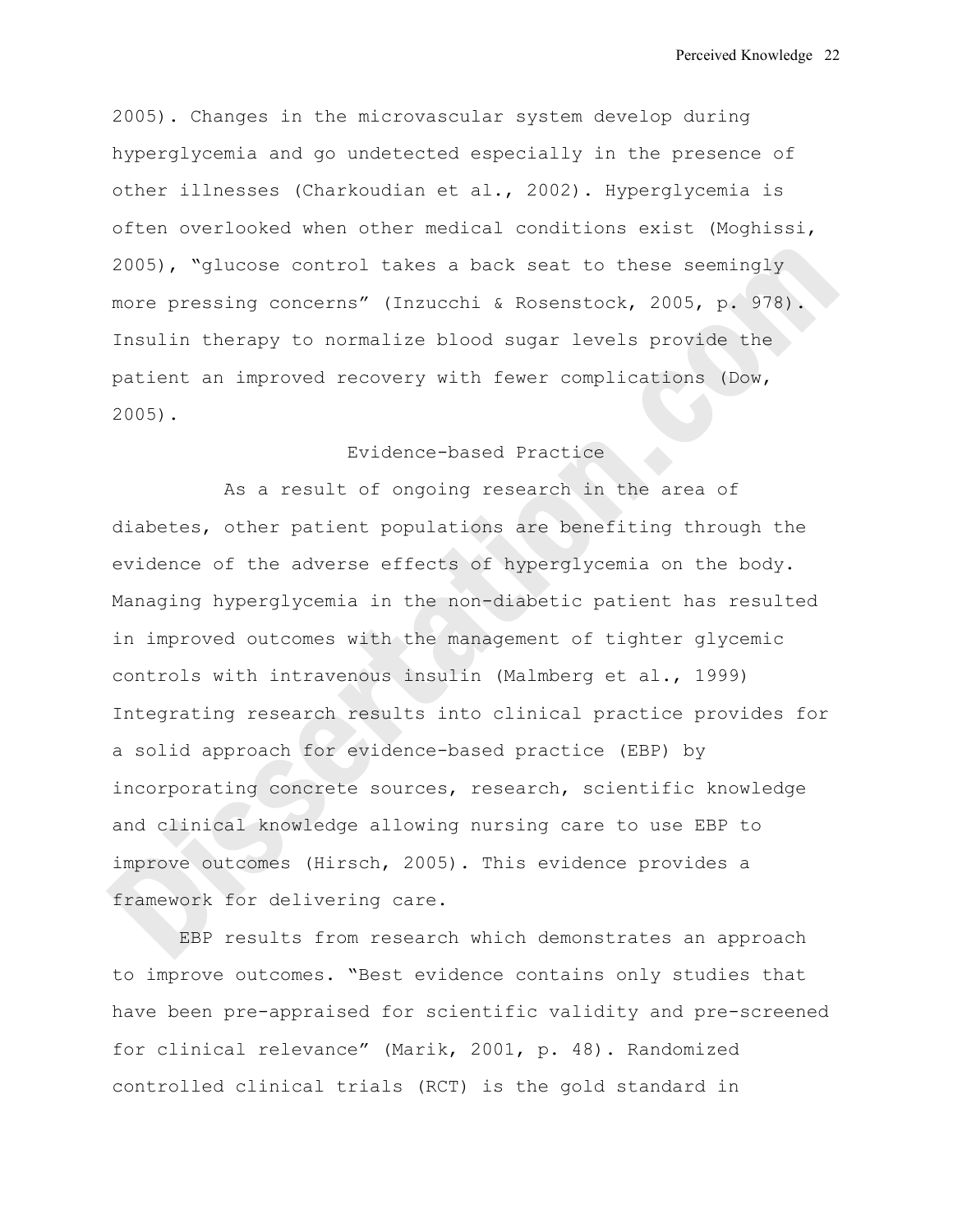2005). Changes in the microvascular system develop during hyperglycemia and go undetected especially in the presence of other illnesses (Charkoudian et al., 2002). Hyperglycemia is often overlooked when other medical conditions exist (Moghissi, 2005), "glucose control takes a back seat to these seemingly more pressing concerns" (Inzucchi & Rosenstock, 2005, p. 978). Insulin therapy to normalize blood sugar levels provide the patient an improved recovery with fewer complications (Dow, 2005).

## Evidence-based Practice

As a result of ongoing research in the area of diabetes, other patient populations are benefiting through the evidence of the adverse effects of hyperglycemia on the body. Managing hyperglycemia in the non-diabetic patient has resulted in improved outcomes with the management of tighter glycemic controls with intravenous insulin (Malmberg et al., 1999) Integrating research results into clinical practice provides for a solid approach for evidence-based practice (EBP) by incorporating concrete sources, research, scientific knowledge and clinical knowledge allowing nursing care to use EBP to improve outcomes (Hirsch, 2005). This evidence provides a framework for delivering care.

EBP results from research which demonstrates an approach to improve outcomes. "Best evidence contains only studies that have been pre-appraised for scientific validity and pre-screened for clinical relevance" (Marik, 2001, p. 48). Randomized controlled clinical trials (RCT) is the gold standard in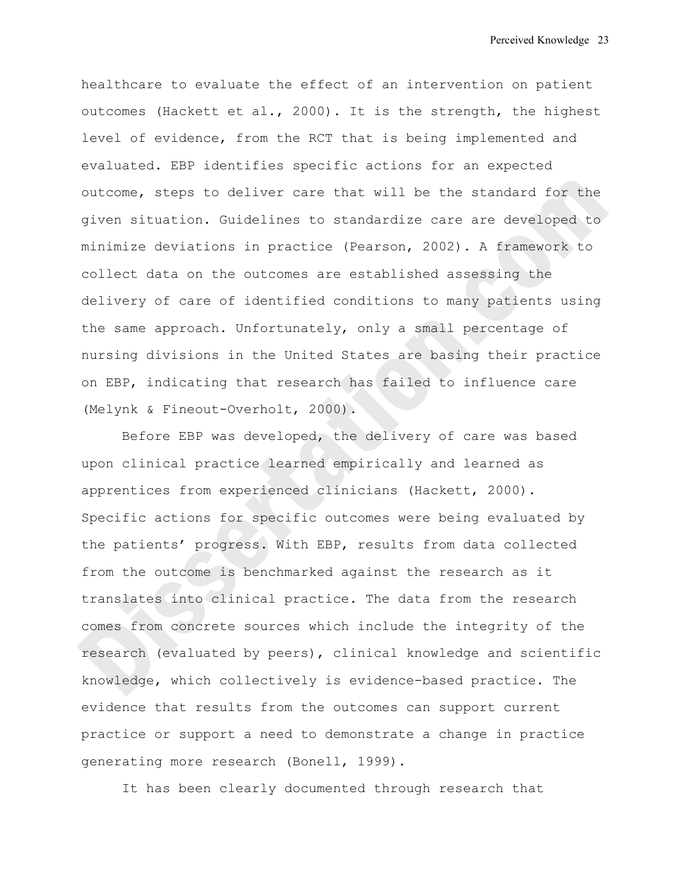healthcare to evaluate the effect of an intervention on patient outcomes (Hackett et al., 2000). It is the strength, the highest level of evidence, from the RCT that is being implemented and evaluated. EBP identifies specific actions for an expected outcome, steps to deliver care that will be the standard for the given situation. Guidelines to standardize care are developed to minimize deviations in practice (Pearson, 2002). A framework to collect data on the outcomes are established assessing the delivery of care of identified conditions to many patients using the same approach. Unfortunately, only a small percentage of nursing divisions in the United States are basing their practice on EBP, indicating that research has failed to influence care (Melynk & Fineout-Overholt, 2000).

Before EBP was developed, the delivery of care was based upon clinical practice learned empirically and learned as apprentices from experienced clinicians (Hackett, 2000). Specific actions for specific outcomes were being evaluated by the patients' progress. With EBP, results from data collected from the outcome is benchmarked against the research as it translates into clinical practice. The data from the research comes from concrete sources which include the integrity of the research (evaluated by peers), clinical knowledge and scientific knowledge, which collectively is evidence-based practice. The evidence that results from the outcomes can support current practice or support a need to demonstrate a change in practice generating more research (Bonell, 1999).

It has been clearly documented through research that